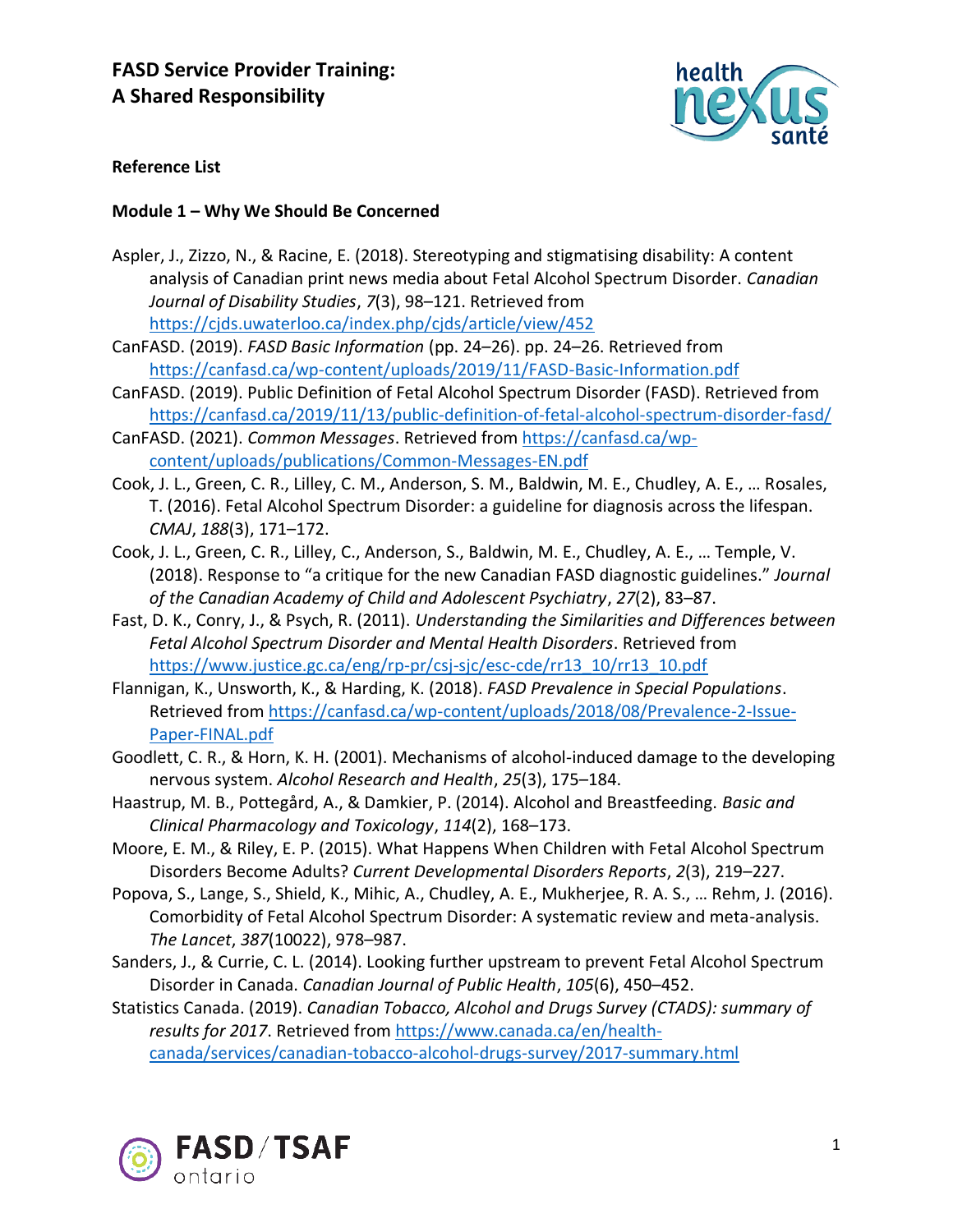# FASD Service Provider Training: A Shared Responsibility

**Reference List**

## Module 1 – Why We Should Be Concerned

Aspler, J., Zizzo, N., & Racine, E. (2018). Stereotyping and stigmatising disability: A content analysis of Canadian print news media about Fetal Alcohol Spectrum Disorder. *Canadian Journal of Disability Studies*, *7*(3), 98–121. Retrieved from https://cjds.uwaterloo.ca/index.php/cjds/article/view/452

CanFASD. (2019). *FASD Basic Information* (pp. 24–26). pp. 24–26. Retrieved from https://canfasd.ca/wp-content/uploads/2019/11/FASD-Basic-Information.pdf

CanFASD. (2019). Public Definition of Fetal Alcohol Spectrum Disorder (FASD). Retrieved from https://canfasd.ca/2019/11/13/public-definition-of-fetal-alcohol-spectrum-disorder-fasd/

CanFASD. (2021). *Common Messages*. Retrieved from https://canfasd.ca/wp-content/uploads/publications/Common-Messages-EN.pdf

Cook, J. L., Green, C. R., Lilley, C. M., Anderson, S. M., Baldwin, M. E., Chudley, A. E., … Rosales, T. (2016). Fetal Alcohol Spectrum Disorder: a guideline for diagnosis across the lifespan. *CMAJ*, *188*(3), 171–172.

Cook, J. L., Green, C. R., Lilley, C., Anderson, S., Baldwin, M. E., Chudley, A. E., … Temple, V. (2018). Response to "a critique for the new Canadian FASD diagnostic guidelines." *Journal of the Canadian Academy of Child and Adolescent Psychiatry*, *27*(2), 83–87.

Fast, D. K., Conry, J., & Psych, R. (2011). *Understanding the Similarities and Differences between Fetal Alcohol Spectrum Disorder and Mental Health Disorders*. Retrieved from https://www.justice.gc.ca/eng/rp-pr/csj-sjc/esc-cde/rr13_10/rr13_10.pdf

Flannigan, K., Unsworth, K., & Harding, K. (2018). *FASD Prevalence in Special Populations*. Retrieved from https://canfasd.ca/wp-content/uploads/2018/08/Prevalence-2-Issue-Paper-FINAL.pdf

Goodlett, C. R., & Horn, K. H. (2001). Mechanisms of alcohol-induced damage to the developing nervous system. *Alcohol Research and Health*, *25*(3), 175–184.

Haastrup, M. B., Pottegård, A., & Damkier, P. (2014). Alcohol and Breastfeeding. *Basic and Clinical Pharmacology and Toxicology*, *114*(2), 168–173.

Moore, E. M., & Riley, E. P. (2015). What Happens When Children with Fetal Alcohol Spectrum Disorders Become Adults? *Current Developmental Disorders Reports*, *2*(3), 219–227.

Popova, S., Lange, S., Shield, K., Mihic, A., Chudley, A. E., Mukherjee, R. A. S., … Rehm, J. (2016). Comorbidity of Fetal Alcohol Spectrum Disorder: A systematic review and meta-analysis. *The Lancet*, *387*(10022), 978–987.

Sanders, J., & Currie, C. L. (2014). Looking further upstream to prevent Fetal Alcohol Spectrum Disorder in Canada. *Canadian Journal of Public Health*, *105*(6), 450–452.

Statistics Canada. (2019). *Canadian Tobacco, Alcohol and Drugs Survey (CTADS): summary of results for 2017*. Retrieved from https://www.canada.ca/en/health-canada/services/canadian-tobacco-alcohol-drugs-survey/2017-summary.html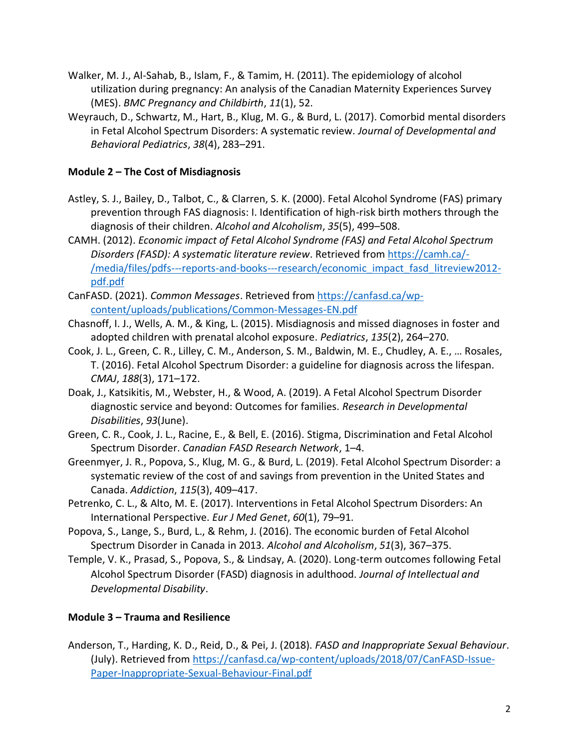Walker, M. J., Al-Sahab, B., Islam, F., & Tamim, H. (2011). The epidemiology of alcohol utilization during pregnancy: An analysis of the Canadian Maternity Experiences Survey (MES). *BMC Pregnancy and Childbirth*, *11*(1), 52.

Weyrauch, D., Schwartz, M., Hart, B., Klug, M. G., & Burd, L. (2017). Comorbid mental disorders in Fetal Alcohol Spectrum Disorders: A systematic review. *Journal of Developmental and Behavioral Pediatrics*, *38*(4), 283–291.

**Module 2 – The Cost of Misdiagnosis**

Astley, S. J., Bailey, D., Talbot, C., & Clarren, S. K. (2000). Fetal Alcohol Syndrome (FAS) primary prevention through FAS diagnosis: I. Identification of high-risk birth mothers through the diagnosis of their children. *Alcohol and Alcoholism*, *35*(5), 499–508.

CAMH. (2012). *Economic impact of Fetal Alcohol Syndrome (FAS) and Fetal Alcohol Spectrum Disorders (FASD): A systematic literature review*. Retrieved from [https://camh.ca/-/media/files/pdfs---reports-and-books---research/economic_impact_fasd_litreview2012-pdf.pdf](https://camh.ca/-/media/files/pdfs---reports-and-books---research/economic_impact_fasd_litreview2012-pdf.pdf)

CanFASD. (2021). *Common Messages*. Retrieved from [https://canfasd.ca/wp-content/uploads/publications/Common-Messages-EN.pdf](https://canfasd.ca/wp-content/uploads/publications/Common-Messages-EN.pdf)

Chasnoff, I. J., Wells, A. M., & King, L. (2015). Misdiagnosis and missed diagnoses in foster and adopted children with prenatal alcohol exposure. *Pediatrics*, *135*(2), 264–270.

Cook, J. L., Green, C. R., Lilley, C. M., Anderson, S. M., Baldwin, M. E., Chudley, A. E., … Rosales, T. (2016). Fetal Alcohol Spectrum Disorder: a guideline for diagnosis across the lifespan. *CMAJ*, *188*(3), 171–172.

Doak, J., Katsikitis, M., Webster, H., & Wood, A. (2019). A Fetal Alcohol Spectrum Disorder diagnostic service and beyond: Outcomes for families. *Research in Developmental Disabilities*, *93*(June).

Green, C. R., Cook, J. L., Racine, E., & Bell, E. (2016). Stigma, Discrimination and Fetal Alcohol Spectrum Disorder. *Canadian FASD Research Network*, 1–4.

Greenmyer, J. R., Popova, S., Klug, M. G., & Burd, L. (2019). Fetal Alcohol Spectrum Disorder: a systematic review of the cost of and savings from prevention in the United States and Canada. *Addiction*, *115*(3), 409–417.

Petrenko, C. L., & Alto, M. E. (2017). Interventions in Fetal Alcohol Spectrum Disorders: An International Perspective. *Eur J Med Genet*, *60*(1), 79–91.

Popova, S., Lange, S., Burd, L., & Rehm, J. (2016). The economic burden of Fetal Alcohol Spectrum Disorder in Canada in 2013. *Alcohol and Alcoholism*, *51*(3), 367–375.

Temple, V. K., Prasad, S., Popova, S., & Lindsay, A. (2020). Long-term outcomes following Fetal Alcohol Spectrum Disorder (FASD) diagnosis in adulthood. *Journal of Intellectual and Developmental Disability*.

**Module 3 – Trauma and Resilience**

Anderson, T., Harding, K. D., Reid, D., & Pei, J. (2018). *FASD and Inappropriate Sexual Behaviour*. (July). Retrieved from [https://canfasd.ca/wp-content/uploads/2018/07/CanFASD-Issue-Paper-Inappropriate-Sexual-Behaviour-Final.pdf](https://canfasd.ca/wp-content/uploads/2018/07/CanFASD-Issue-Paper-Inappropriate-Sexual-Behaviour-Final.pdf)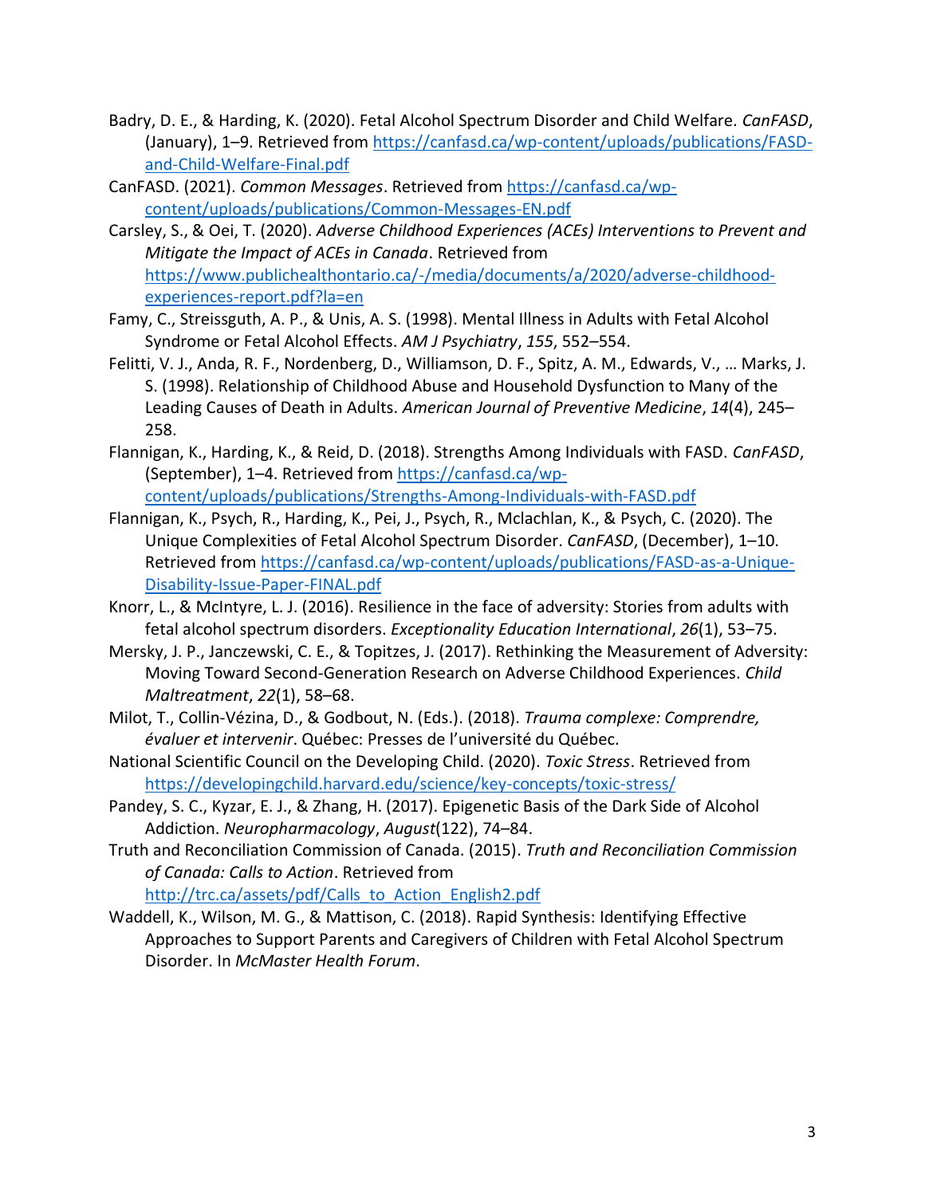Badry, D. E., & Harding, K. (2020). Fetal Alcohol Spectrum Disorder and Child Welfare. *CanFASD*, (January), 1–9. Retrieved from https://canfasd.ca/wp-content/uploads/publications/FASD-and-Child-Welfare-Final.pdf

CanFASD. (2021). *Common Messages*. Retrieved from https://canfasd.ca/wp-content/uploads/publications/Common-Messages-EN.pdf

Carsley, S., & Oei, T. (2020). *Adverse Childhood Experiences (ACEs) Interventions to Prevent and Mitigate the Impact of ACEs in Canada*. Retrieved from https://www.publichealthontario.ca/-/media/documents/a/2020/adverse-childhood-experiences-report.pdf?la=en

Famy, C., Streissguth, A. P., & Unis, A. S. (1998). Mental Illness in Adults with Fetal Alcohol Syndrome or Fetal Alcohol Effects. *AM J Psychiatry*, *155*, 552–554.

Felitti, V. J., Anda, R. F., Nordenberg, D., Williamson, D. F., Spitz, A. M., Edwards, V., … Marks, J. S. (1998). Relationship of Childhood Abuse and Household Dysfunction to Many of the Leading Causes of Death in Adults. *American Journal of Preventive Medicine*, *14*(4), 245–258.

Flannigan, K., Harding, K., & Reid, D. (2018). Strengths Among Individuals with FASD. *CanFASD*, (September), 1–4. Retrieved from https://canfasd.ca/wp-content/uploads/publications/Strengths-Among-Individuals-with-FASD.pdf

Flannigan, K., Psych, R., Harding, K., Pei, J., Psych, R., Mclachlan, K., & Psych, C. (2020). The Unique Complexities of Fetal Alcohol Spectrum Disorder. *CanFASD*, (December), 1–10. Retrieved from https://canfasd.ca/wp-content/uploads/publications/FASD-as-a-Unique-Disability-Issue-Paper-FINAL.pdf

Knorr, L., & McIntyre, L. J. (2016). Resilience in the face of adversity: Stories from adults with fetal alcohol spectrum disorders. *Exceptionality Education International*, *26*(1), 53–75.

Mersky, J. P., Janczewski, C. E., & Topitzes, J. (2017). Rethinking the Measurement of Adversity: Moving Toward Second-Generation Research on Adverse Childhood Experiences. *Child Maltreatment*, *22*(1), 58–68.

Milot, T., Collin-Vézina, D., & Godbout, N. (Eds.). (2018). *Trauma complexe: Comprendre, évaluer et intervenir*. Québec: Presses de l'université du Québec.

National Scientific Council on the Developing Child. (2020). *Toxic Stress*. Retrieved from https://developingchild.harvard.edu/science/key-concepts/toxic-stress/

Pandey, S. C., Kyzar, E. J., & Zhang, H. (2017). Epigenetic Basis of the Dark Side of Alcohol Addiction. *Neuropharmacology*, *August*(122), 74–84.

Truth and Reconciliation Commission of Canada. (2015). *Truth and Reconciliation Commission of Canada: Calls to Action*. Retrieved from http://trc.ca/assets/pdf/Calls_to_Action_English2.pdf

Waddell, K., Wilson, M. G., & Mattison, C. (2018). Rapid Synthesis: Identifying Effective Approaches to Support Parents and Caregivers of Children with Fetal Alcohol Spectrum Disorder. In *McMaster Health Forum*.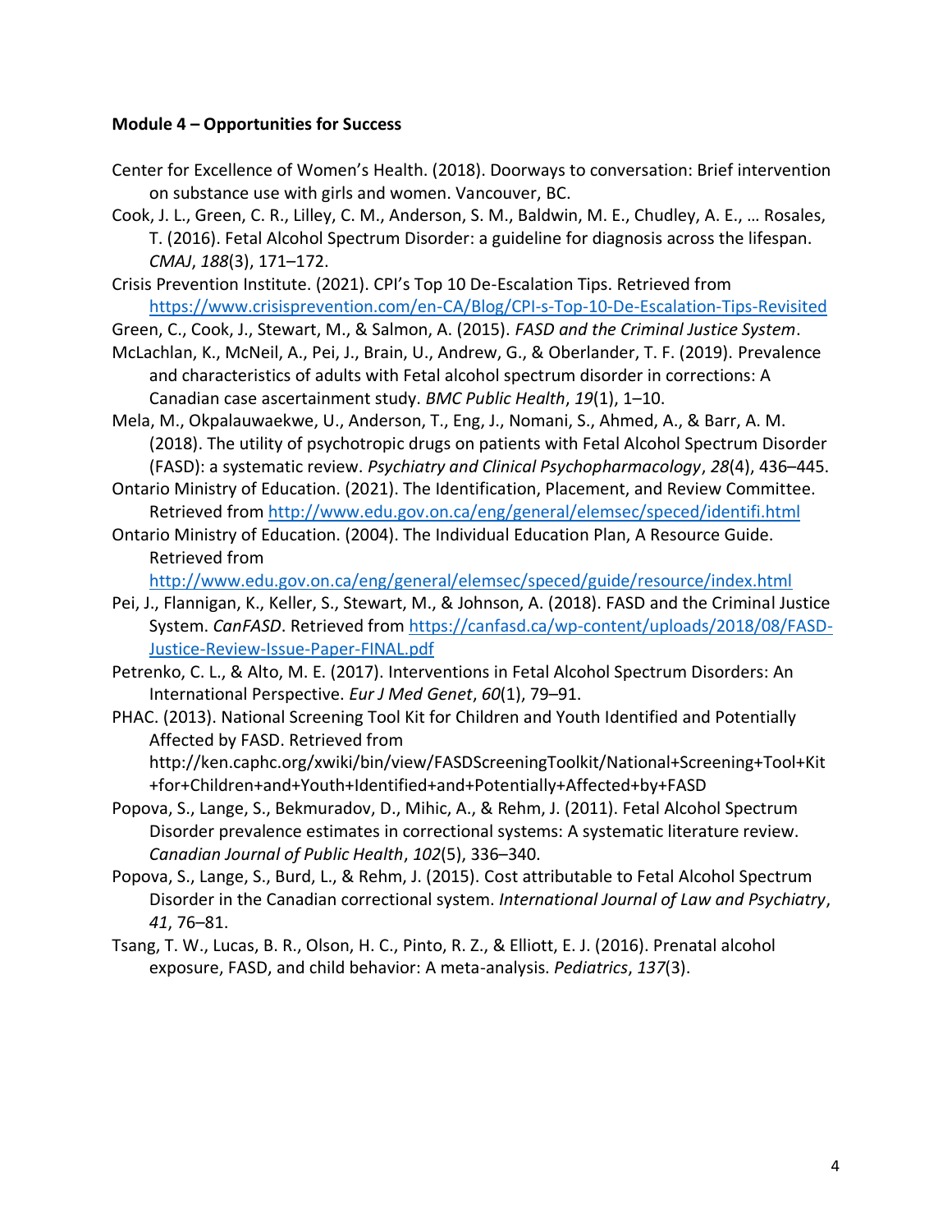**Module 4 – Opportunities for Success**

Center for Excellence of Women's Health. (2018). Doorways to conversation: Brief intervention on substance use with girls and women. Vancouver, BC.

Cook, J. L., Green, C. R., Lilley, C. M., Anderson, S. M., Baldwin, M. E., Chudley, A. E., … Rosales, T. (2016). Fetal Alcohol Spectrum Disorder: a guideline for diagnosis across the lifespan. *CMAJ*, *188*(3), 171–172.

Crisis Prevention Institute. (2021). CPI's Top 10 De-Escalation Tips. Retrieved from https://www.crisisprevention.com/en-CA/Blog/CPI-s-Top-10-De-Escalation-Tips-Revisited

Green, C., Cook, J., Stewart, M., & Salmon, A. (2015). *FASD and the Criminal Justice System*.

McLachlan, K., McNeil, A., Pei, J., Brain, U., Andrew, G., & Oberlander, T. F. (2019). Prevalence and characteristics of adults with Fetal alcohol spectrum disorder in corrections: A Canadian case ascertainment study. *BMC Public Health*, *19*(1), 1–10.

Mela, M., Okpalauwaekwe, U., Anderson, T., Eng, J., Nomani, S., Ahmed, A., & Barr, A. M. (2018). The utility of psychotropic drugs on patients with Fetal Alcohol Spectrum Disorder (FASD): a systematic review. *Psychiatry and Clinical Psychopharmacology*, *28*(4), 436–445.

Ontario Ministry of Education. (2021). The Identification, Placement, and Review Committee. Retrieved from http://www.edu.gov.on.ca/eng/general/elemsec/speced/identifi.html

Ontario Ministry of Education. (2004). The Individual Education Plan, A Resource Guide. Retrieved from http://www.edu.gov.on.ca/eng/general/elemsec/speced/guide/resource/index.html

Pei, J., Flannigan, K., Keller, S., Stewart, M., & Johnson, A. (2018). FASD and the Criminal Justice System. *CanFASD*. Retrieved from https://canfasd.ca/wp-content/uploads/2018/08/FASD-Justice-Review-Issue-Paper-FINAL.pdf

Petrenko, C. L., & Alto, M. E. (2017). Interventions in Fetal Alcohol Spectrum Disorders: An International Perspective. *Eur J Med Genet*, *60*(1), 79–91.

PHAC. (2013). National Screening Tool Kit for Children and Youth Identified and Potentially Affected by FASD. Retrieved from http://ken.caphc.org/xwiki/bin/view/FASDScreeningToolkit/National+Screening+Tool+Kit+for+Children+and+Youth+Identified+and+Potentially+Affected+by+FASD

Popova, S., Lange, S., Bekmuradov, D., Mihic, A., & Rehm, J. (2011). Fetal Alcohol Spectrum Disorder prevalence estimates in correctional systems: A systematic literature review. *Canadian Journal of Public Health*, *102*(5), 336–340.

Popova, S., Lange, S., Burd, L., & Rehm, J. (2015). Cost attributable to Fetal Alcohol Spectrum Disorder in the Canadian correctional system. *International Journal of Law and Psychiatry*, *41*, 76–81.

Tsang, T. W., Lucas, B. R., Olson, H. C., Pinto, R. Z., & Elliott, E. J. (2016). Prenatal alcohol exposure, FASD, and child behavior: A meta-analysis. *Pediatrics*, *137*(3).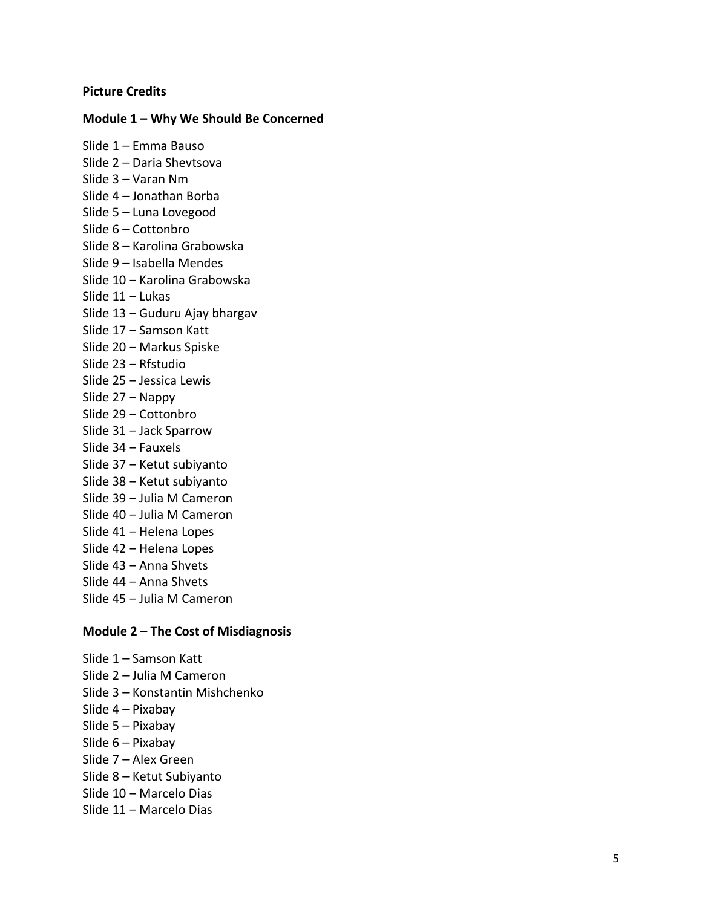**Picture Credits**

**Module 1 – Why We Should Be Concerned**

Slide 1 – Emma Bauso
Slide 2 – Daria Shevtsova
Slide 3 – Varan Nm
Slide 4 – Jonathan Borba
Slide 5 – Luna Lovegood
Slide 6 – Cottonbro
Slide 8 – Karolina Grabowska
Slide 9 – Isabella Mendes
Slide 10 – Karolina Grabowska
Slide 11 – Lukas
Slide 13 – Guduru Ajay bhargav
Slide 17 – Samson Katt
Slide 20 – Markus Spiske
Slide 23 – Rfstudio
Slide 25 – Jessica Lewis
Slide 27 – Nappy
Slide 29 – Cottonbro
Slide 31 – Jack Sparrow
Slide 34 – Fauxels
Slide 37 – Ketut subiyanto
Slide 38 – Ketut subiyanto
Slide 39 – Julia M Cameron
Slide 40 – Julia M Cameron
Slide 41 – Helena Lopes
Slide 42 – Helena Lopes
Slide 43 – Anna Shvets
Slide 44 – Anna Shvets
Slide 45 – Julia M Cameron

**Module 2 – The Cost of Misdiagnosis**

Slide 1 – Samson Katt
Slide 2 – Julia M Cameron
Slide 3 – Konstantin Mishchenko
Slide 4 – Pixabay
Slide 5 – Pixabay
Slide 6 – Pixabay
Slide 7 – Alex Green
Slide 8 – Ketut Subiyanto
Slide 10 – Marcelo Dias
Slide 11 – Marcelo Dias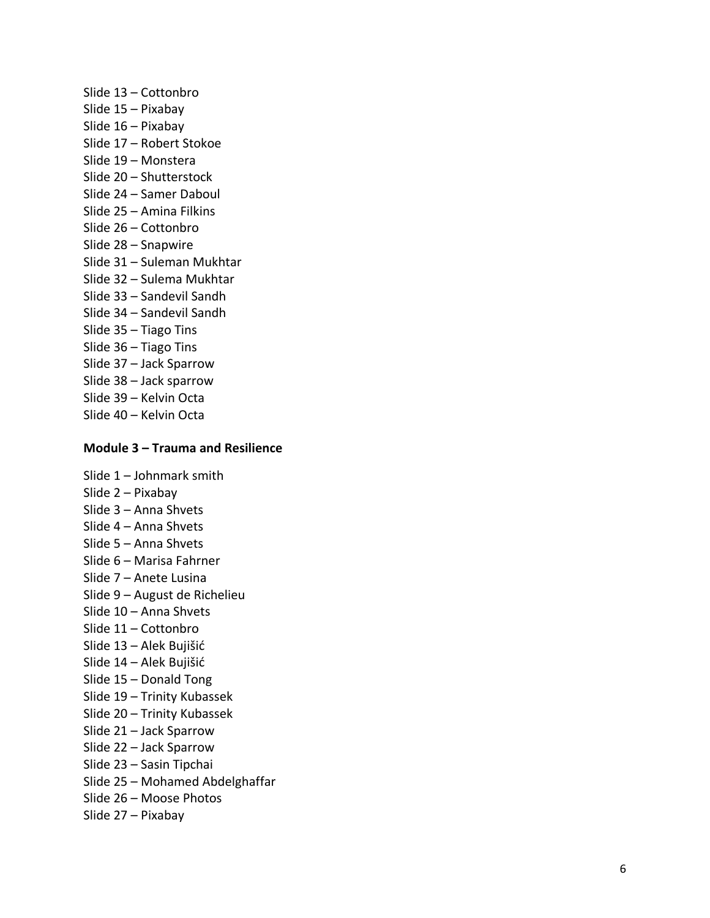Slide 13 – Cottonbro
Slide 15 – Pixabay
Slide 16 – Pixabay
Slide 17 – Robert Stokoe
Slide 19 – Monstera
Slide 20 – Shutterstock
Slide 24 – Samer Daboul
Slide 25 – Amina Filkins
Slide 26 – Cottonbro
Slide 28 – Snapwire
Slide 31 – Suleman Mukhtar
Slide 32 – Sulema Mukhtar
Slide 33 – Sandevil Sandh
Slide 34 – Sandevil Sandh
Slide 35 – Tiago Tins
Slide 36 – Tiago Tins
Slide 37 – Jack Sparrow
Slide 38 – Jack sparrow
Slide 39 – Kelvin Octa
Slide 40 – Kelvin Octa

**Module 3 – Trauma and Resilience**

Slide 1 – Johnmark smith
Slide 2 – Pixabay
Slide 3 – Anna Shvets
Slide 4 – Anna Shvets
Slide 5 – Anna Shvets
Slide 6 – Marisa Fahrner
Slide 7 – Anete Lusina
Slide 9 – August de Richelieu
Slide 10 – Anna Shvets
Slide 11 – Cottonbro
Slide 13 – Alek Bujišić
Slide 14 – Alek Bujišić
Slide 15 – Donald Tong
Slide 19 – Trinity Kubassek
Slide 20 – Trinity Kubassek
Slide 21 – Jack Sparrow
Slide 22 – Jack Sparrow
Slide 23 – Sasin Tipchai
Slide 25 – Mohamed Abdelghaffar
Slide 26 – Moose Photos
Slide 27 – Pixabay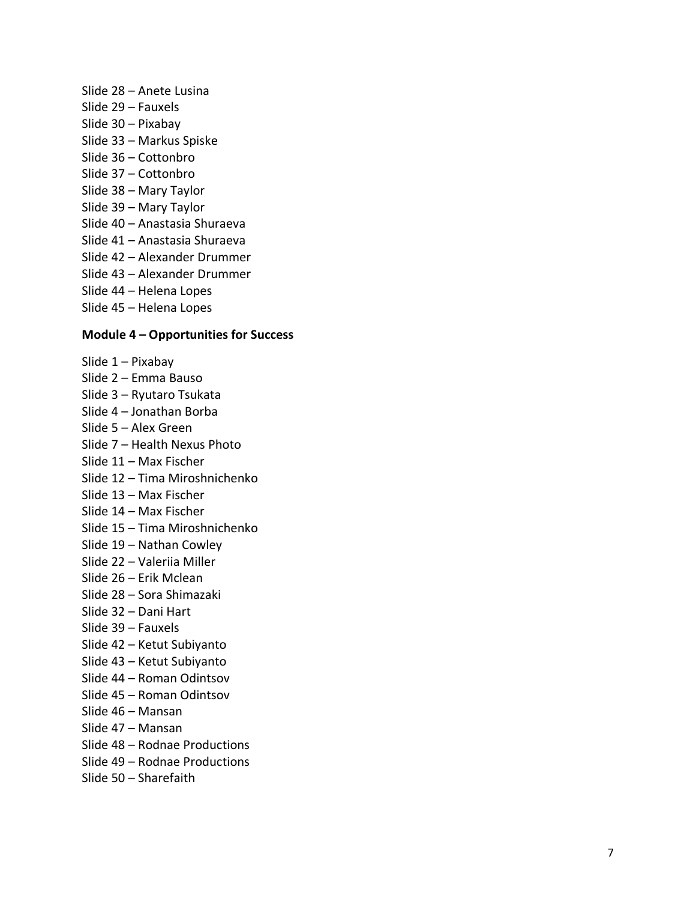Slide 28 – Anete Lusina
Slide 29 – Fauxels
Slide 30 – Pixabay
Slide 33 – Markus Spiske
Slide 36 – Cottonbro
Slide 37 – Cottonbro
Slide 38 – Mary Taylor
Slide 39 – Mary Taylor
Slide 40 – Anastasia Shuraeva
Slide 41 – Anastasia Shuraeva
Slide 42 – Alexander Drummer
Slide 43 – Alexander Drummer
Slide 44 – Helena Lopes
Slide 45 – Helena Lopes

**Module 4 – Opportunities for Success**

Slide 1 – Pixabay
Slide 2 – Emma Bauso
Slide 3 – Ryutaro Tsukata
Slide 4 – Jonathan Borba
Slide 5 – Alex Green
Slide 7 – Health Nexus Photo
Slide 11 – Max Fischer
Slide 12 – Tima Miroshnichenko
Slide 13 – Max Fischer
Slide 14 – Max Fischer
Slide 15 – Tima Miroshnichenko
Slide 19 – Nathan Cowley
Slide 22 – Valeriia Miller
Slide 26 – Erik Mclean
Slide 28 – Sora Shimazaki
Slide 32 – Dani Hart
Slide 39 – Fauxels
Slide 42 – Ketut Subiyanto
Slide 43 – Ketut Subiyanto
Slide 44 – Roman Odintsov
Slide 45 – Roman Odintsov
Slide 46 – Mansan
Slide 47 – Mansan
Slide 48 – Rodnae Productions
Slide 49 – Rodnae Productions
Slide 50 – Sharefaith